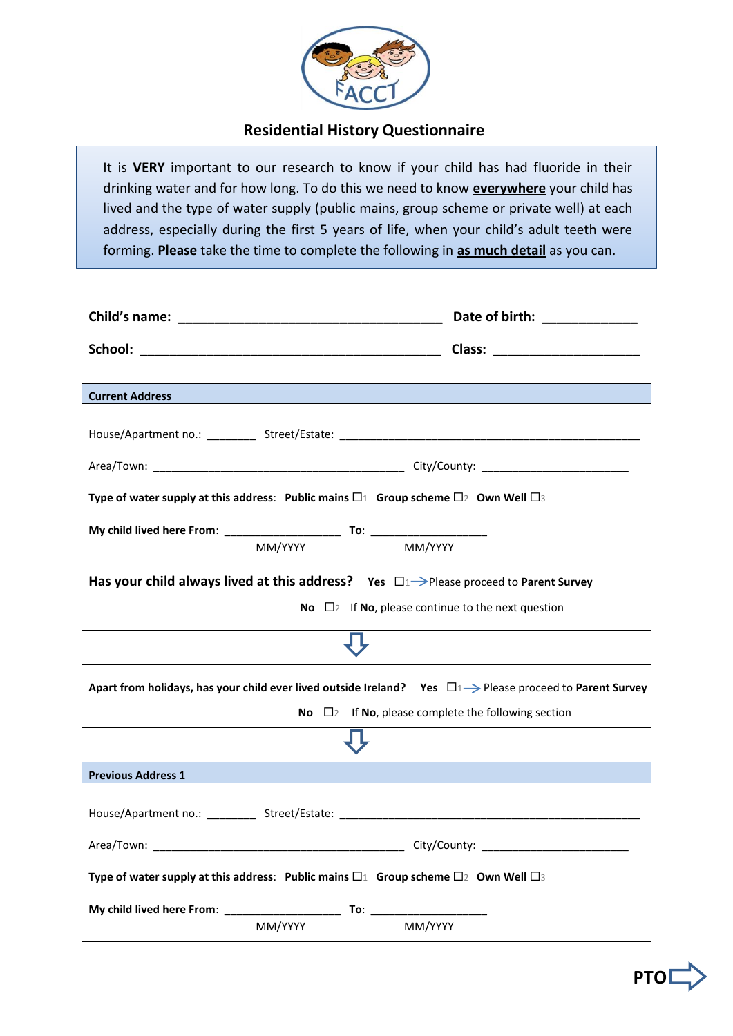FACCT

# Residential History Questionnaire

It is **VERY** important to our research to know if your child has had fluoride in their drinking water and for how long. To do this we need to know **everywhere** your child has lived and the type of water supply (public mains, group scheme or private well) at each address, especially during the first 5 years of life, when your child's adult teeth were forming. **Please** take the time to complete the following in **as much detail** as you can.

**Child's name:** ____________________________________ **Date of birth:** _____________

**School:** __________________________________________ **Class:** ____________________

**Current Address**

House/Apartment no.: ________ Street/Estate: __________________________________________________

Area/Town: ___________________________________________ City/County: ________________________

**Type of water supply at this address**: **Public mains** ☐1 **Group scheme** ☐2 **Own Well** ☐3

**My child lived here From**: __________________ **To**: __________________
MM/YYYY MM/YYYY

**Has your child always lived at this address?** **Yes** ☐1 → Please proceed to **Parent Survey**

**No** ☐2 If **No**, please continue to the next question

⇩

**Apart from holidays, has your child ever lived outside Ireland?** **Yes** ☐1 → Please proceed to **Parent Survey**

**No** ☐2 If **No**, please complete the following section

⇩

**Previous Address 1**

House/Apartment no.: ________ Street/Estate: __________________________________________________

Area/Town: ___________________________________________ City/County: ________________________

**Type of water supply at this address**: **Public mains** ☐1 **Group scheme** ☐2 **Own Well** ☐3

**My child lived here From**: __________________ **To**: __________________
MM/YYYY MM/YYYY

**PTO** ⇨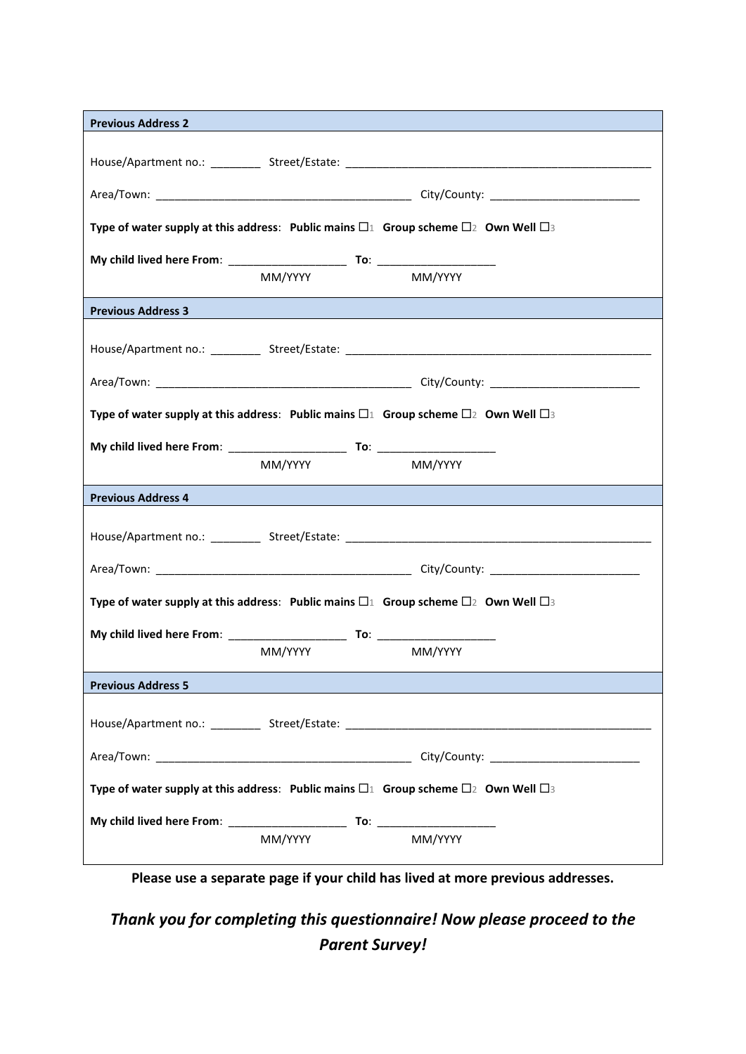**Previous Address 2**

House/Apartment no.: ________ Street/Estate: ___________________________________________________

Area/Town: __________________________________________ City/County: _________________________

**Type of water supply at this address**: **Public mains** ☐1 **Group scheme** ☐2 **Own Well** ☐3

**My child lived here From**: ___________________ **To**: ___________________
MM/YYYY MM/YYYY

**Previous Address 3**

House/Apartment no.: ________ Street/Estate: ___________________________________________________

Area/Town: __________________________________________ City/County: _________________________

**Type of water supply at this address**: **Public mains** ☐1 **Group scheme** ☐2 **Own Well** ☐3

**My child lived here From**: ___________________ **To**: ___________________
MM/YYYY MM/YYYY

**Previous Address 4**

House/Apartment no.: ________ Street/Estate: ___________________________________________________

Area/Town: __________________________________________ City/County: _________________________

**Type of water supply at this address**: **Public mains** ☐1 **Group scheme** ☐2 **Own Well** ☐3

**My child lived here From**: ___________________ **To**: ___________________
MM/YYYY MM/YYYY

**Previous Address 5**

House/Apartment no.: ________ Street/Estate: ___________________________________________________

Area/Town: __________________________________________ City/County: _________________________

**Type of water supply at this address**: **Public mains** ☐1 **Group scheme** ☐2 **Own Well** ☐3

**My child lived here From**: ___________________ **To**: ___________________
MM/YYYY MM/YYYY

**Please use a separate page if your child has lived at more previous addresses.**

***Thank you for completing this questionnaire! Now please proceed to the Parent Survey!***